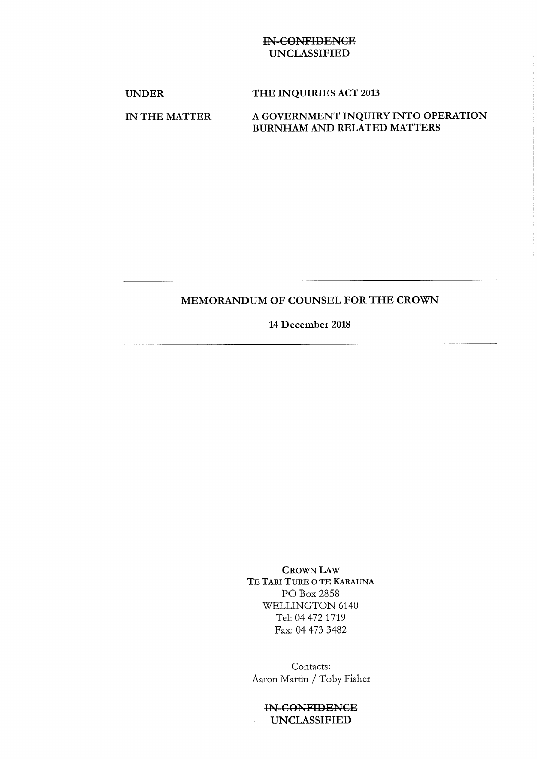~~IN-CONFIDENCE~~
UNCLASSIFIED

| | |
|---|---|
| UNDER | THE INQUIRIES ACT 2013 |
| IN THE MATTER | A GOVERNMENT INQUIRY INTO OPERATION BURNHAM AND RELATED MATTERS |

---

# MEMORANDUM OF COUNSEL FOR THE CROWN

**14 December 2018**

---

CROWN LAW
TE TARI TURE O TE KARAUNA
PO Box 2858
WELLINGTON 6140
Tel: 04 472 1719
Fax: 04 473 3482

Contacts:
Aaron Martin / Toby Fisher

~~IN-CONFIDENCE~~
UNCLASSIFIED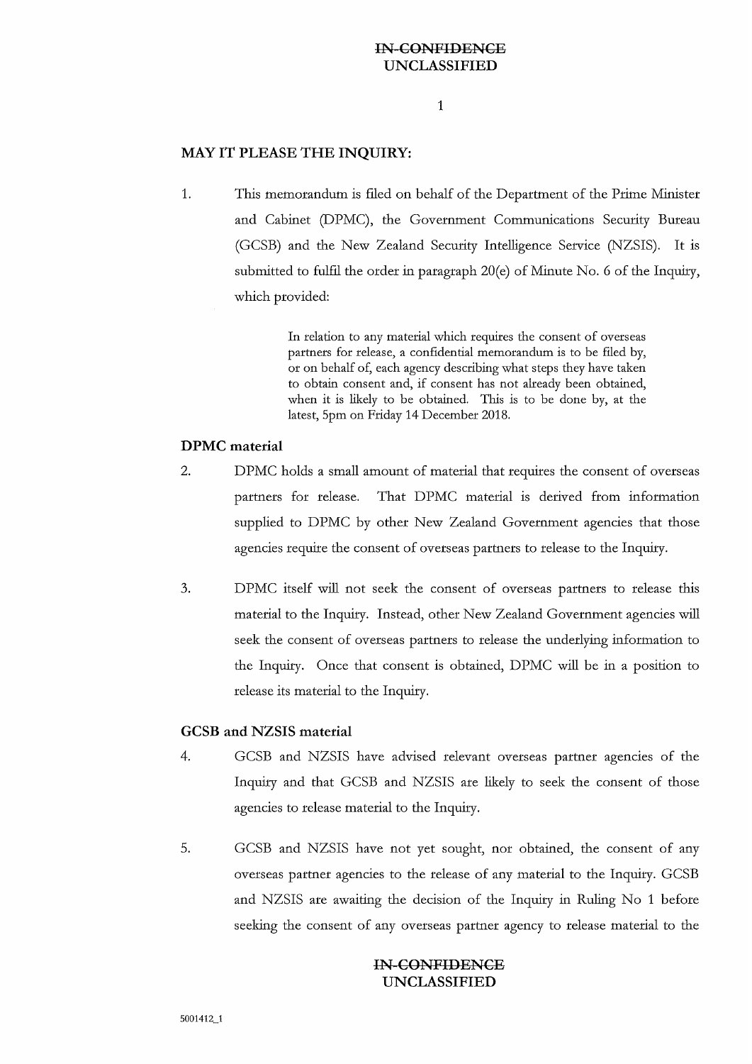**MAY IT PLEASE THE INQUIRY:**

1. This memorandum is filed on behalf of the Department of the Prime Minister and Cabinet (DPMC), the Government Communications Security Bureau (GCSB) and the New Zealand Security Intelligence Service (NZSIS). It is submitted to fulfil the order in paragraph 20(e) of Minute No. 6 of the Inquiry, which provided:

> In relation to any material which requires the consent of overseas partners for release, a confidential memorandum is to be filed by, or on behalf of, each agency describing what steps they have taken to obtain consent and, if consent has not already been obtained, when it is likely to be obtained. This is to be done by, at the latest, 5pm on Friday 14 December 2018.

## DPMC material

2. DPMC holds a small amount of material that requires the consent of overseas partners for release. That DPMC material is derived from information supplied to DPMC by other New Zealand Government agencies that those agencies require the consent of overseas partners to release to the Inquiry.

3. DPMC itself will not seek the consent of overseas partners to release this material to the Inquiry. Instead, other New Zealand Government agencies will seek the consent of overseas partners to release the underlying information to the Inquiry. Once that consent is obtained, DPMC will be in a position to release its material to the Inquiry.

## GCSB and NZSIS material

4. GCSB and NZSIS have advised relevant overseas partner agencies of the Inquiry and that GCSB and NZSIS are likely to seek the consent of those agencies to release material to the Inquiry.

5. GCSB and NZSIS have not yet sought, nor obtained, the consent of any overseas partner agencies to the release of any material to the Inquiry. GCSB and NZSIS are awaiting the decision of the Inquiry in Ruling No 1 before seeking the consent of any overseas partner agency to release material to the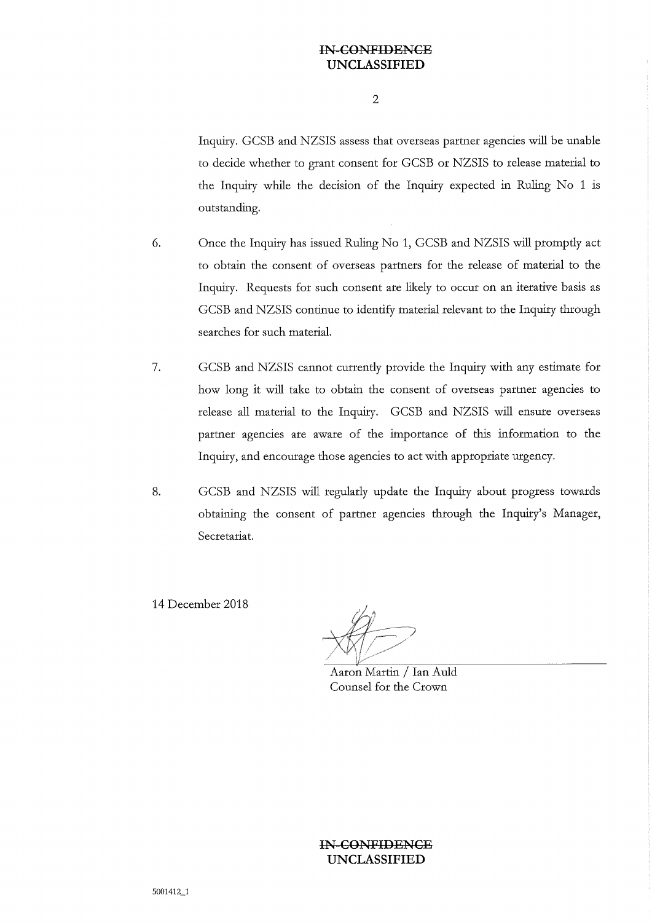Inquiry. GCSB and NZSIS assess that overseas partner agencies will be unable to decide whether to grant consent for GCSB or NZSIS to release material to the Inquiry while the decision of the Inquiry expected in Ruling No 1 is outstanding.

6. Once the Inquiry has issued Ruling No 1, GCSB and NZSIS will promptly act to obtain the consent of overseas partners for the release of material to the Inquiry. Requests for such consent are likely to occur on an iterative basis as GCSB and NZSIS continue to identify material relevant to the Inquiry through searches for such material.

7. GCSB and NZSIS cannot currently provide the Inquiry with any estimate for how long it will take to obtain the consent of overseas partner agencies to release all material to the Inquiry. GCSB and NZSIS will ensure overseas partner agencies are aware of the importance of this information to the Inquiry, and encourage those agencies to act with appropriate urgency.

8. GCSB and NZSIS will regularly update the Inquiry about progress towards obtaining the consent of partner agencies through the Inquiry's Manager, Secretariat.

14 December 2018

Aaron Martin / Ian Auld
Counsel for the Crown

5001412_1